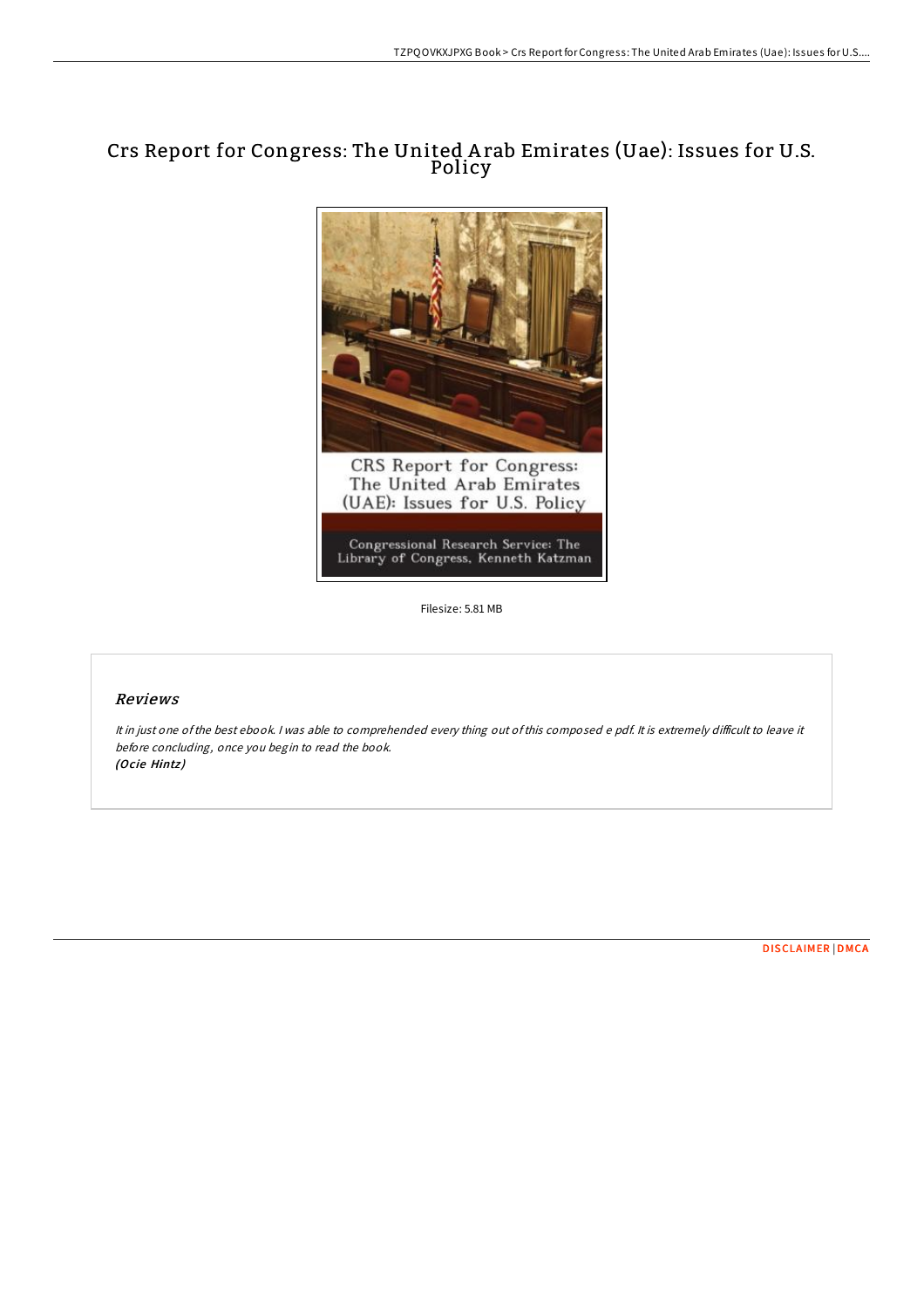# Crs Report for Congress: The United Arab Emirates (Uae): Issues for U.S. Policy

Filesize: 5.81 MB

## Reviews

*It in just one of the best ebook. I was able to comprehended every thing out of this composed e pdf. It is extremely difficult to leave it before concluding, once you begin to read the book.*
*(Ocie Hintz)*

DISCLAIMER | DMCA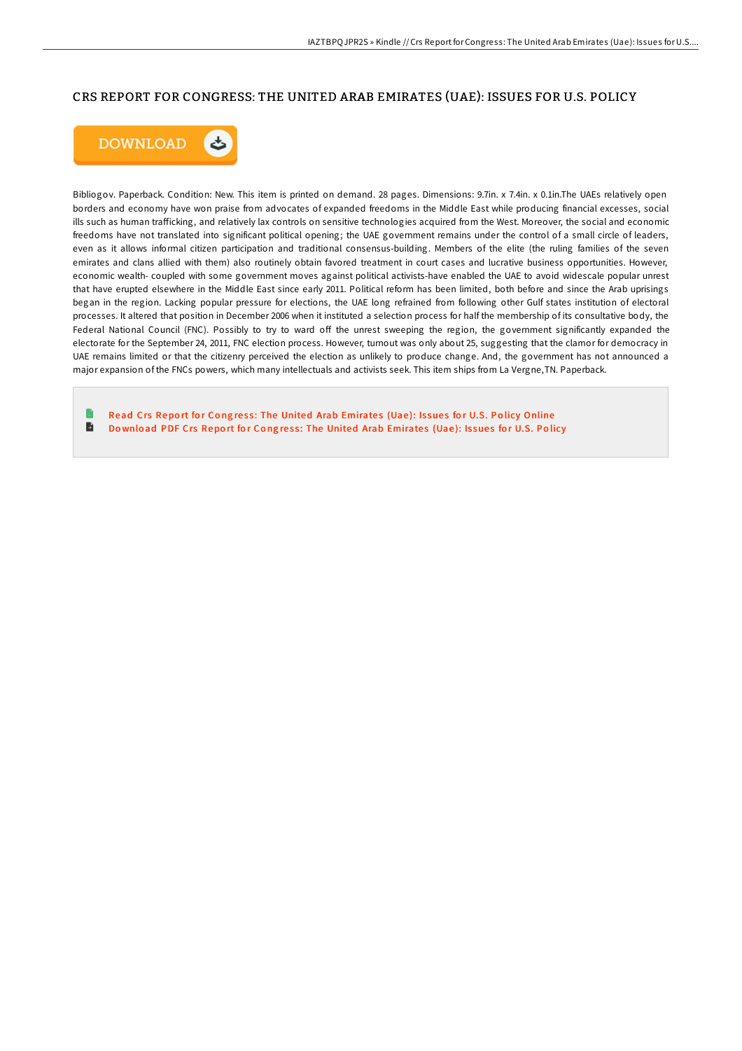# CRS REPORT FOR CONGRESS: THE UNITED ARAB EMIRATES (UAE): ISSUES FOR U.S. POLICY

DOWNLOAD

Bibliogov. Paperback. Condition: New. This item is printed on demand. 28 pages. Dimensions: 9.7in. x 7.4in. x 0.1in.The UAEs relatively open borders and economy have won praise from advocates of expanded freedoms in the Middle East while producing financial excesses, social ills such as human trafficking, and relatively lax controls on sensitive technologies acquired from the West. Moreover, the social and economic freedoms have not translated into significant political opening; the UAE government remains under the control of a small circle of leaders, even as it allows informal citizen participation and traditional consensus-building. Members of the elite (the ruling families of the seven emirates and clans allied with them) also routinely obtain favored treatment in court cases and lucrative business opportunities. However, economic wealth- coupled with some government moves against political activists-have enabled the UAE to avoid widescale popular unrest that have erupted elsewhere in the Middle East since early 2011. Political reform has been limited, both before and since the Arab uprisings began in the region. Lacking popular pressure for elections, the UAE long refrained from following other Gulf states institution of electoral processes. It altered that position in December 2006 when it instituted a selection process for half the membership of its consultative body, the Federal National Council (FNC). Possibly to try to ward off the unrest sweeping the region, the government significantly expanded the electorate for the September 24, 2011, FNC election process. However, turnout was only about 25, suggesting that the clamor for democracy in UAE remains limited or that the citizenry perceived the election as unlikely to produce change. And, the government has not announced a major expansion of the FNCs powers, which many intellectuals and activists seek. This item ships from La Vergne,TN. Paperback.

- Read Crs Report for Congress: The United Arab Emirates (Uae): Issues for U.S. Policy Online
- Download PDF Crs Report for Congress: The United Arab Emirates (Uae): Issues for U.S. Policy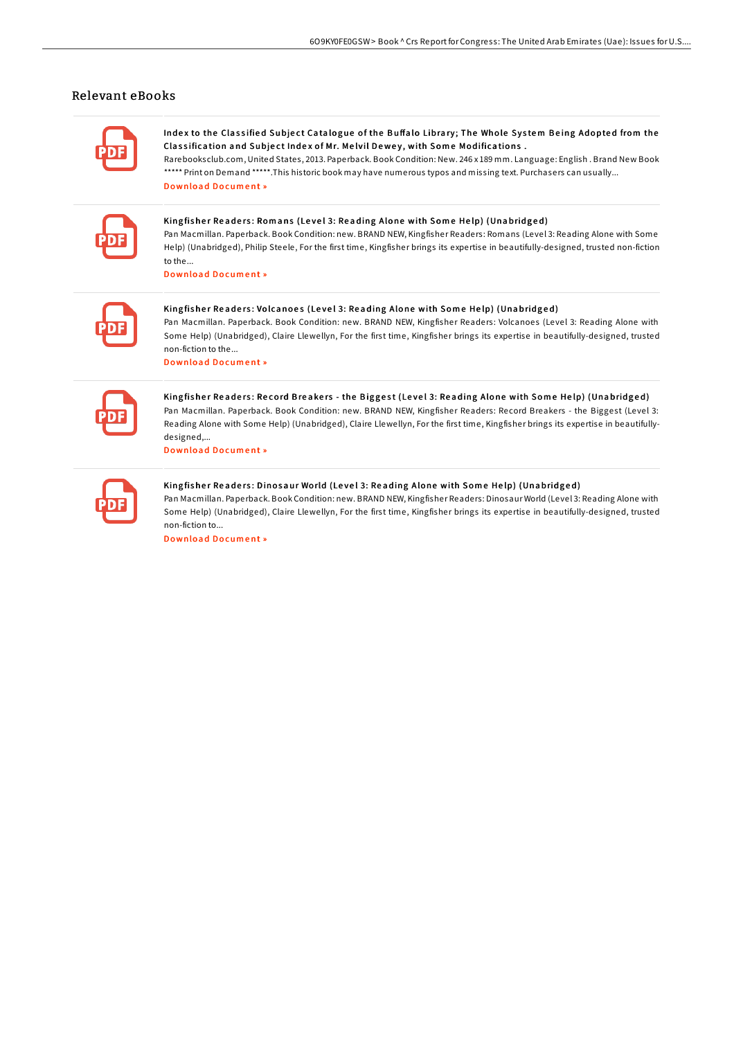## Relevant eBooks

**Index to the Classified Subject Catalogue of the Buffalo Library; The Whole System Being Adopted from the Classification and Subject Index of Mr. Melvil Dewey, with Some Modifications .**

Rarebooksclub.com, United States, 2013. Paperback. Book Condition: New. 246 x 189 mm. Language: English . Brand New Book ***** Print on Demand *****.This historic book may have numerous typos and missing text. Purchasers can usually...

Download Document »

**Kingfisher Readers: Romans (Level 3: Reading Alone with Some Help) (Unabridged)**

Pan Macmillan. Paperback. Book Condition: new. BRAND NEW, Kingfisher Readers: Romans (Level 3: Reading Alone with Some Help) (Unabridged), Philip Steele, For the first time, Kingfisher brings its expertise in beautifully-designed, trusted non-fiction to the...

Download Document »

**Kingfisher Readers: Volcanoes (Level 3: Reading Alone with Some Help) (Unabridged)**

Pan Macmillan. Paperback. Book Condition: new. BRAND NEW, Kingfisher Readers: Volcanoes (Level 3: Reading Alone with Some Help) (Unabridged), Claire Llewellyn, For the first time, Kingfisher brings its expertise in beautifully-designed, trusted non-fiction to the...

Download Document »

**Kingfisher Readers: Record Breakers - the Biggest (Level 3: Reading Alone with Some Help) (Unabridged)**

Pan Macmillan. Paperback. Book Condition: new. BRAND NEW, Kingfisher Readers: Record Breakers - the Biggest (Level 3: Reading Alone with Some Help) (Unabridged), Claire Llewellyn, For the first time, Kingfisher brings its expertise in beautifully-designed,...

Download Document »

**Kingfisher Readers: Dinosaur World (Level 3: Reading Alone with Some Help) (Unabridged)**

Pan Macmillan. Paperback. Book Condition: new. BRAND NEW, Kingfisher Readers: Dinosaur World (Level 3: Reading Alone with Some Help) (Unabridged), Claire Llewellyn, For the first time, Kingfisher brings its expertise in beautifully-designed, trusted non-fiction to...

Download Document »